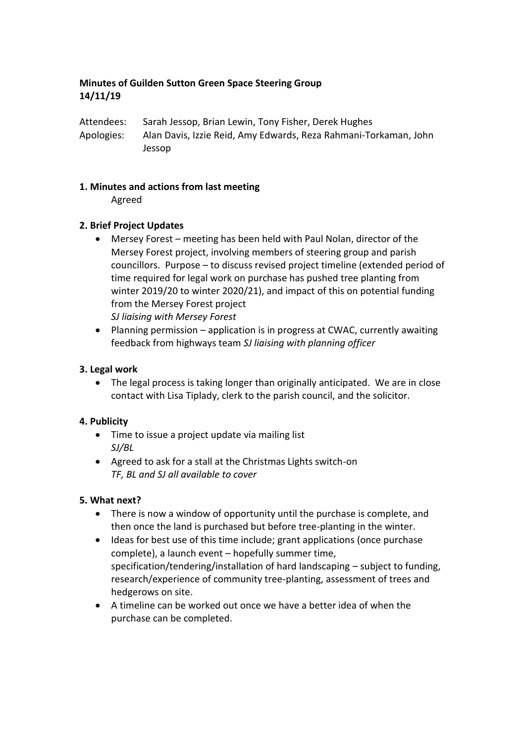**Minutes of Guilden Sutton Green Space Steering Group**
**14/11/19**

Attendees: Sarah Jessop, Brian Lewin, Tony Fisher, Derek Hughes
Apologies: Alan Davis, Izzie Reid, Amy Edwards, Reza Rahmani-Torkaman, John Jessop

**1. Minutes and actions from last meeting**

Agreed

**2. Brief Project Updates**

- Mersey Forest – meeting has been held with Paul Nolan, director of the Mersey Forest project, involving members of steering group and parish councillors. Purpose – to discuss revised project timeline (extended period of time required for legal work on purchase has pushed tree planting from winter 2019/20 to winter 2020/21), and impact of this on potential funding from the Mersey Forest project
  *SJ liaising with Mersey Forest*
- Planning permission – application is in progress at CWAC, currently awaiting feedback from highways team *SJ liaising with planning officer*

**3. Legal work**

- The legal process is taking longer than originally anticipated. We are in close contact with Lisa Tiplady, clerk to the parish council, and the solicitor.

**4. Publicity**

- Time to issue a project update via mailing list
  *SJ/BL*
- Agreed to ask for a stall at the Christmas Lights switch-on
  *TF, BL and SJ all available to cover*

**5. What next?**

- There is now a window of opportunity until the purchase is complete, and then once the land is purchased but before tree-planting in the winter.
- Ideas for best use of this time include; grant applications (once purchase complete), a launch event – hopefully summer time, specification/tendering/installation of hard landscaping – subject to funding, research/experience of community tree-planting, assessment of trees and hedgerows on site.
- A timeline can be worked out once we have a better idea of when the purchase can be completed.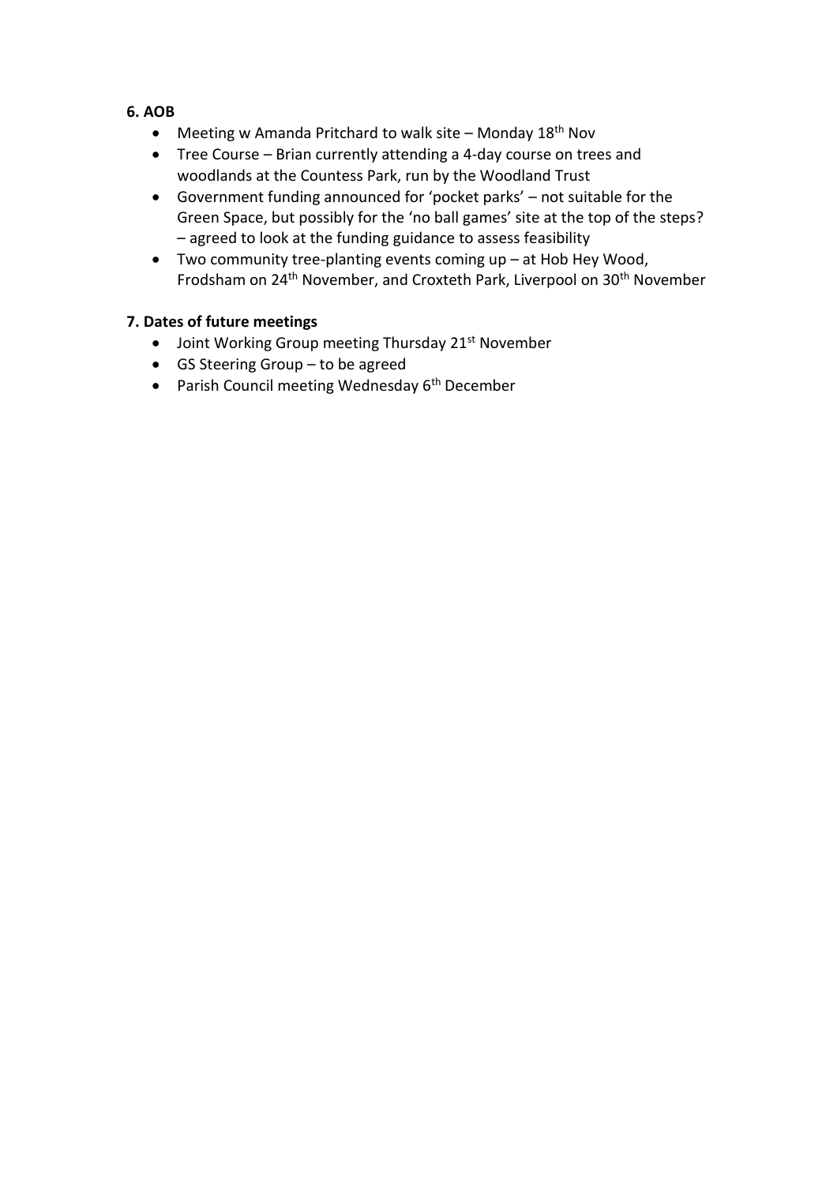**6. AOB**

- Meeting w Amanda Pritchard to walk site – Monday 18th Nov
- Tree Course – Brian currently attending a 4-day course on trees and woodlands at the Countess Park, run by the Woodland Trust
- Government funding announced for 'pocket parks' – not suitable for the Green Space, but possibly for the 'no ball games' site at the top of the steps? – agreed to look at the funding guidance to assess feasibility
- Two community tree-planting events coming up – at Hob Hey Wood, Frodsham on 24th November, and Croxteth Park, Liverpool on 30th November

**7. Dates of future meetings**

- Joint Working Group meeting Thursday 21st November
- GS Steering Group – to be agreed
- Parish Council meeting Wednesday 6th December